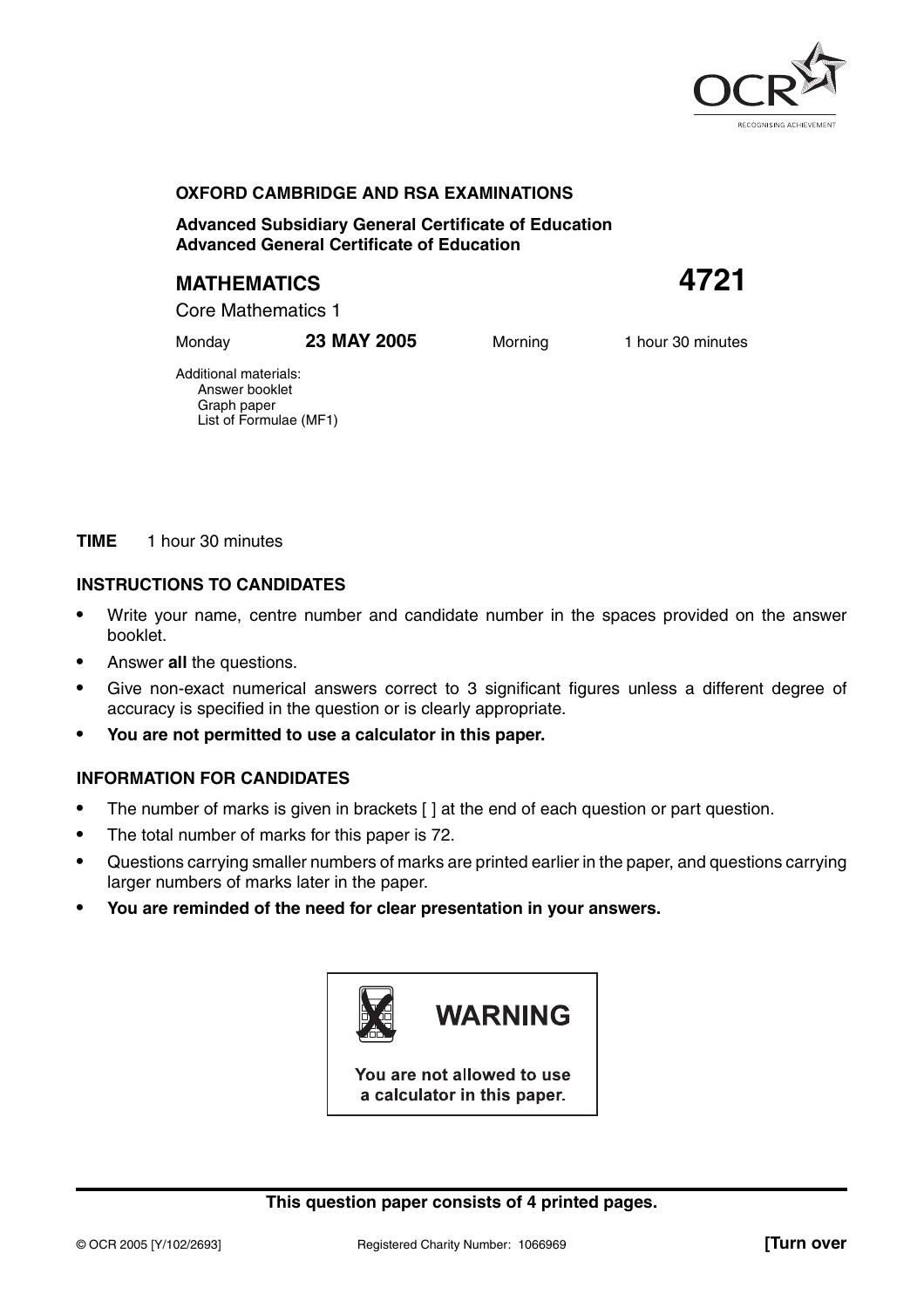**OXFORD CAMBRIDGE AND RSA EXAMINATIONS**

**Advanced Subsidiary General Certificate of Education**
**Advanced General Certificate of Education**

# MATHEMATICS 4721

Core Mathematics 1

Monday **23 MAY 2005** Morning 1 hour 30 minutes

Additional materials:
Answer booklet
Graph paper
List of Formulae (MF1)

**TIME** 1 hour 30 minutes

## INSTRUCTIONS TO CANDIDATES

- Write your name, centre number and candidate number in the spaces provided on the answer booklet.
- Answer **all** the questions.
- Give non-exact numerical answers correct to 3 significant figures unless a different degree of accuracy is specified in the question or is clearly appropriate.
- **You are not permitted to use a calculator in this paper.**

## INFORMATION FOR CANDIDATES

- The number of marks is given in brackets [ ] at the end of each question or part question.
- The total number of marks for this paper is 72.
- Questions carrying smaller numbers of marks are printed earlier in the paper, and questions carrying larger numbers of marks later in the paper.
- **You are reminded of the need for clear presentation in your answers.**

**WARNING**

**You are not allowed to use a calculator in this paper.**

**This question paper consists of 4 printed pages.**

© OCR 2005 [Y/102/2693] Registered Charity Number: 1066969 **[Turn over**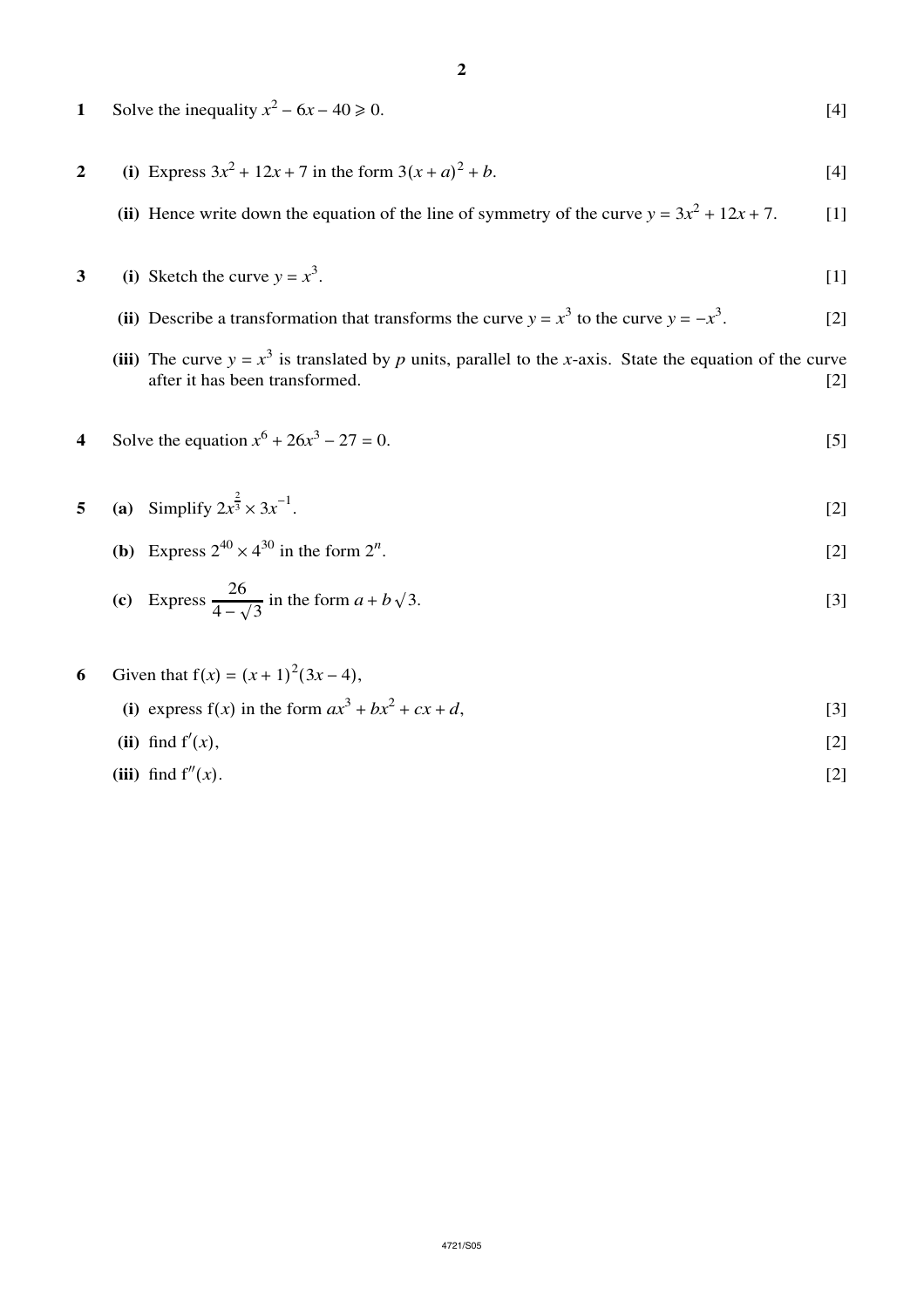**1** Solve the inequality $x^2 - 6x - 40 \geqslant 0$. [4]

**2** **(i)** Express $3x^2 + 12x + 7$ in the form $3(x + a)^2 + b$. [4]

**(ii)** Hence write down the equation of the line of symmetry of the curve $y = 3x^2 + 12x + 7$. [1]

**3** **(i)** Sketch the curve $y = x^3$. [1]

**(ii)** Describe a transformation that transforms the curve $y = x^3$ to the curve $y = -x^3$. [2]

**(iii)** The curve $y = x^3$ is translated by $p$ units, parallel to the $x$-axis. State the equation of the curve after it has been transformed. [2]

**4** Solve the equation $x^6 + 26x^3 - 27 = 0$. [5]

**5** **(a)** Simplify $2x^{\frac{2}{3}} \times 3x^{-1}$. [2]

**(b)** Express $2^{40} \times 4^{30}$ in the form $2^n$. [2]

**(c)** Express $\dfrac{26}{4 - \sqrt{3}}$ in the form $a + b\sqrt{3}$. [3]

**6** Given that $f(x) = (x + 1)^2(3x - 4)$,

**(i)** express $f(x)$ in the form $ax^3 + bx^2 + cx + d$, [3]

**(ii)** find $f'(x)$, [2]

**(iii)** find $f''(x)$. [2]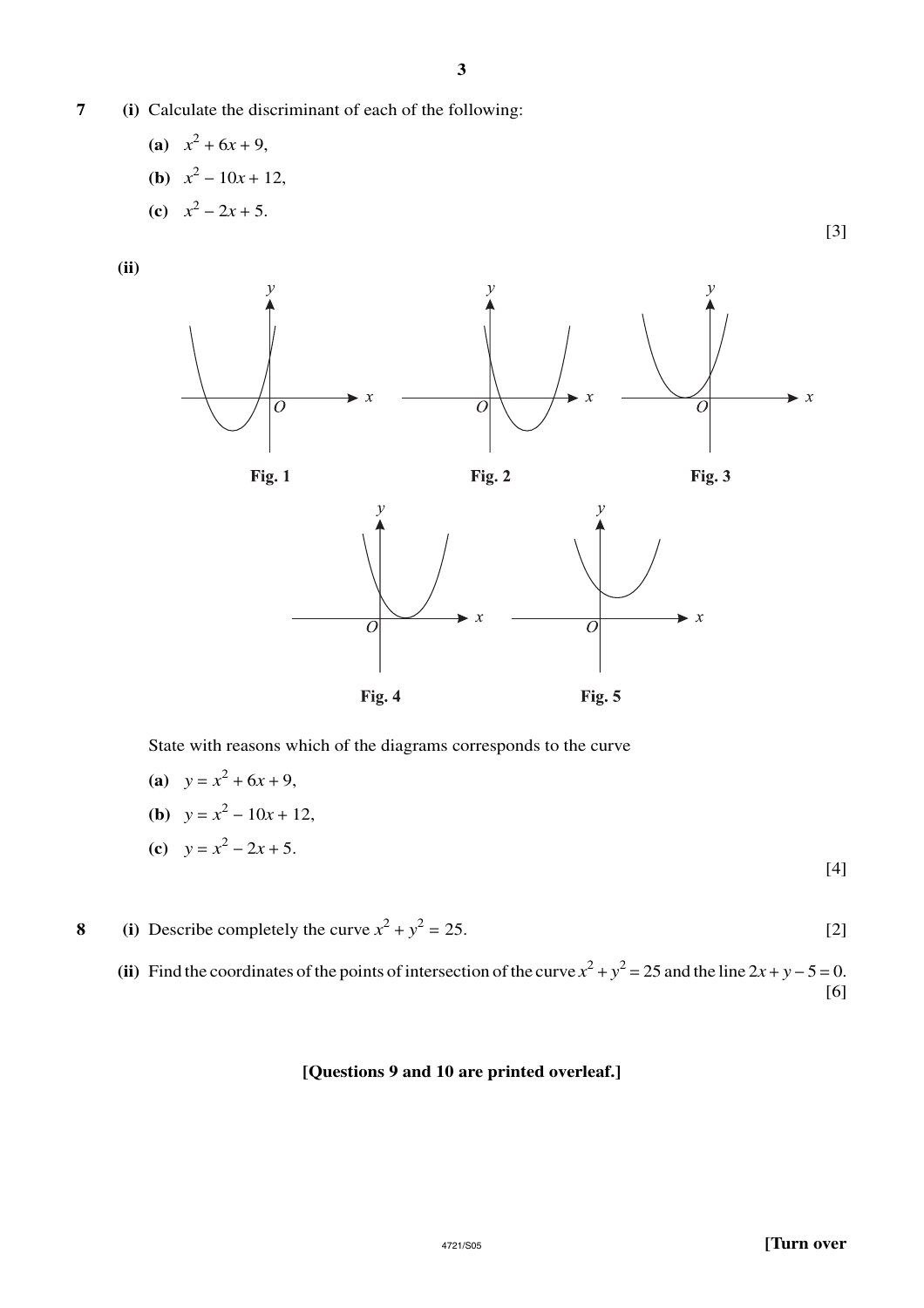**7** **(i)** Calculate the discriminant of each of the following:

**(a)** $x^2 + 6x + 9$,

**(b)** $x^2 - 10x + 12$,

**(c)** $x^2 - 2x + 5$.

[3]

**(ii)**

Fig. 1

Fig. 2

Fig. 3

Fig. 4

Fig. 5

State with reasons which of the diagrams corresponds to the curve

**(a)** $y = x^2 + 6x + 9$,

**(b)** $y = x^2 - 10x + 12$,

**(c)** $y = x^2 - 2x + 5$.

[4]

**8** **(i)** Describe completely the curve $x^2 + y^2 = 25$. [2]

**(ii)** Find the coordinates of the points of intersection of the curve $x^2 + y^2 = 25$ and the line $2x + y - 5 = 0$. [6]

**[Questions 9 and 10 are printed overleaf.]**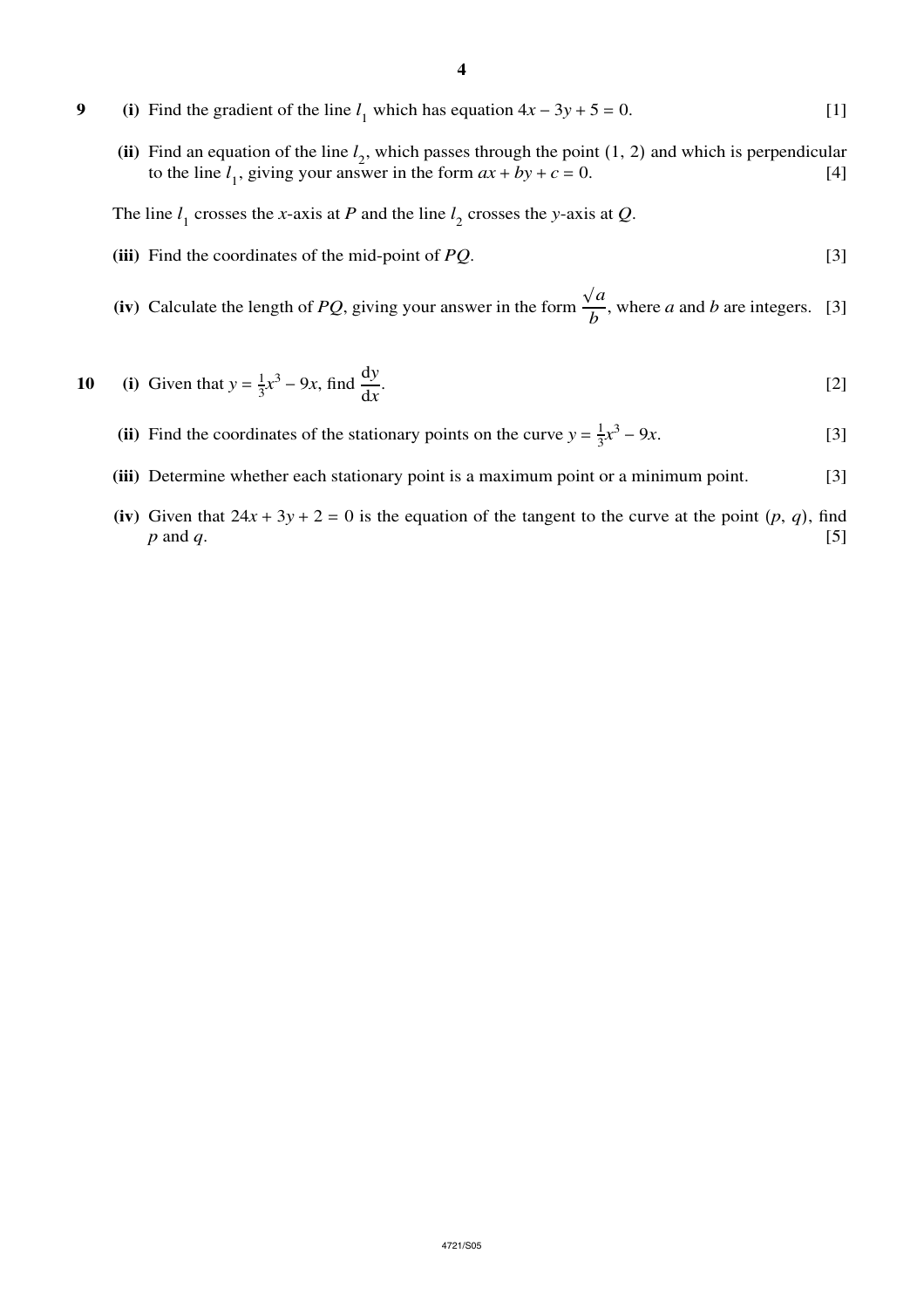**9** **(i)** Find the gradient of the line $l_1$ which has equation $4x - 3y + 5 = 0$. [1]

**(ii)** Find an equation of the line $l_2$, which passes through the point $(1, 2)$ and which is perpendicular to the line $l_1$, giving your answer in the form $ax + by + c = 0$. [4]

The line $l_1$ crosses the $x$-axis at $P$ and the line $l_2$ crosses the $y$-axis at $Q$.

**(iii)** Find the coordinates of the mid-point of $PQ$. [3]

**(iv)** Calculate the length of $PQ$, giving your answer in the form $\frac{\sqrt{a}}{b}$, where $a$ and $b$ are integers. [3]

**10** **(i)** Given that $y = \frac{1}{3}x^3 - 9x$, find $\frac{\mathrm{d}y}{\mathrm{d}x}$. [2]

**(ii)** Find the coordinates of the stationary points on the curve $y = \frac{1}{3}x^3 - 9x$. [3]

**(iii)** Determine whether each stationary point is a maximum point or a minimum point. [3]

**(iv)** Given that $24x + 3y + 2 = 0$ is the equation of the tangent to the curve at the point $(p, q)$, find $p$ and $q$. [5]